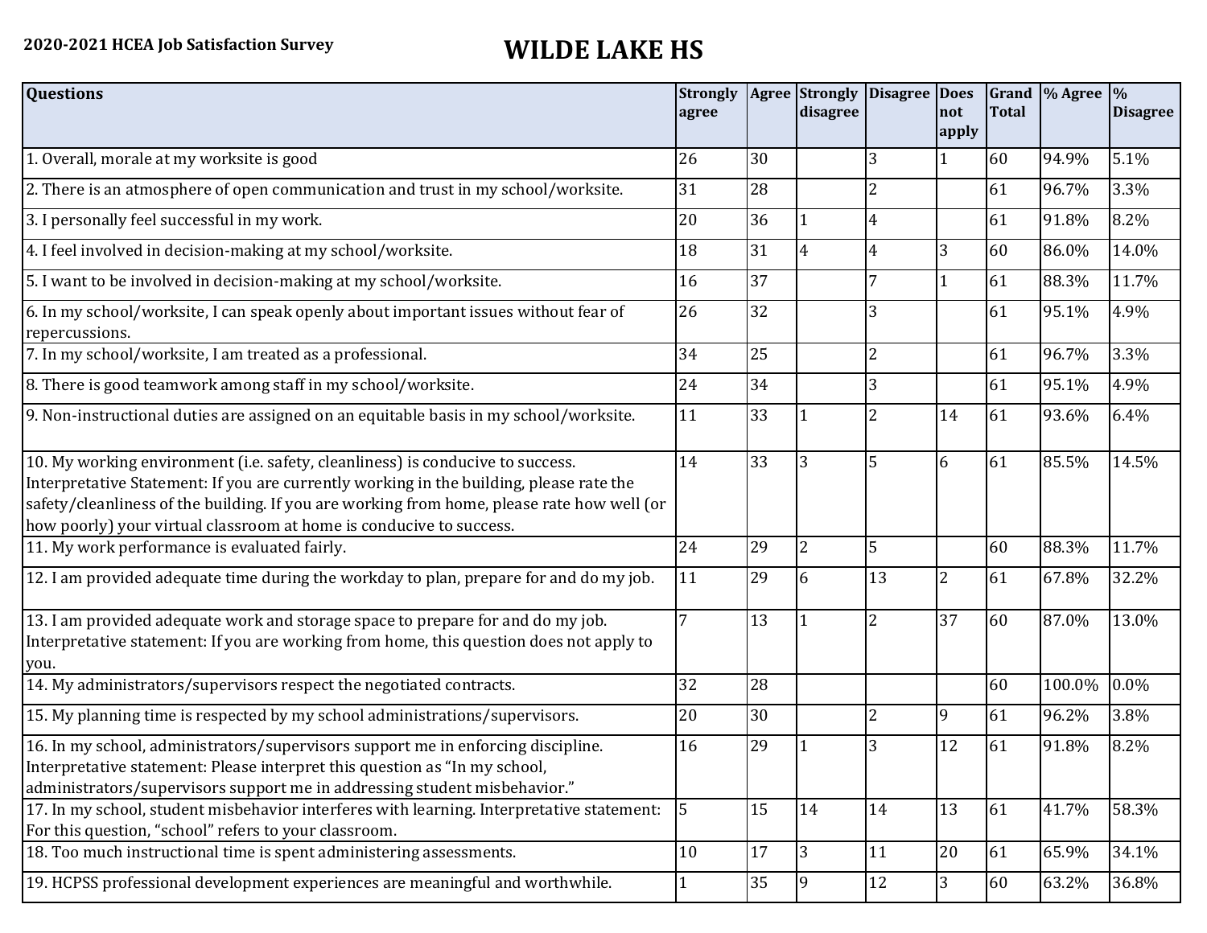**2020-2021 HCEA Job Satisfaction Survey**

# WILDE LAKE HS

| Questions | Strongly agree | Agree | Strongly disagree | Disagree | Does not apply | Grand Total | % Agree | % Disagree |
|---|---|---|---|---|---|---|---|---|
| 1. Overall, morale at my worksite is good | 26 | 30 | | 3 | 1 | 60 | 94.9% | 5.1% |
| 2. There is an atmosphere of open communication and trust in my school/worksite. | 31 | 28 | | 2 | | 61 | 96.7% | 3.3% |
| 3. I personally feel successful in my work. | 20 | 36 | 1 | 4 | | 61 | 91.8% | 8.2% |
| 4. I feel involved in decision-making at my school/worksite. | 18 | 31 | 4 | 4 | 3 | 60 | 86.0% | 14.0% |
| 5. I want to be involved in decision-making at my school/worksite. | 16 | 37 | | 7 | 1 | 61 | 88.3% | 11.7% |
| 6. In my school/worksite, I can speak openly about important issues without fear of repercussions. | 26 | 32 | | 3 | | 61 | 95.1% | 4.9% |
| 7. In my school/worksite, I am treated as a professional. | 34 | 25 | | 2 | | 61 | 96.7% | 3.3% |
| 8. There is good teamwork among staff in my school/worksite. | 24 | 34 | | 3 | | 61 | 95.1% | 4.9% |
| 9. Non-instructional duties are assigned on an equitable basis in my school/worksite. | 11 | 33 | 1 | 2 | 14 | 61 | 93.6% | 6.4% |
| 10. My working environment (i.e. safety, cleanliness) is conducive to success. Interpretative Statement: If you are currently working in the building, please rate the safety/cleanliness of the building. If you are working from home, please rate how well (or how poorly) your virtual classroom at home is conducive to success. | 14 | 33 | 3 | 5 | 6 | 61 | 85.5% | 14.5% |
| 11. My work performance is evaluated fairly. | 24 | 29 | 2 | 5 | | 60 | 88.3% | 11.7% |
| 12. I am provided adequate time during the workday to plan, prepare for and do my job. | 11 | 29 | 6 | 13 | 2 | 61 | 67.8% | 32.2% |
| 13. I am provided adequate work and storage space to prepare for and do my job. Interpretative statement: If you are working from home, this question does not apply to you. | 7 | 13 | 1 | 2 | 37 | 60 | 87.0% | 13.0% |
| 14. My administrators/supervisors respect the negotiated contracts. | 32 | 28 | | | | 60 | 100.0% | 0.0% |
| 15. My planning time is respected by my school administrations/supervisors. | 20 | 30 | | 2 | 9 | 61 | 96.2% | 3.8% |
| 16. In my school, administrators/supervisors support me in enforcing discipline. Interpretative statement: Please interpret this question as "In my school, administrators/supervisors support me in addressing student misbehavior." | 16 | 29 | 1 | 3 | 12 | 61 | 91.8% | 8.2% |
| 17. In my school, student misbehavior interferes with learning. Interpretative statement: For this question, "school" refers to your classroom. | 5 | 15 | 14 | 14 | 13 | 61 | 41.7% | 58.3% |
| 18. Too much instructional time is spent administering assessments. | 10 | 17 | 3 | 11 | 20 | 61 | 65.9% | 34.1% |
| 19. HCPSS professional development experiences are meaningful and worthwhile. | 1 | 35 | 9 | 12 | 3 | 60 | 63.2% | 36.8% |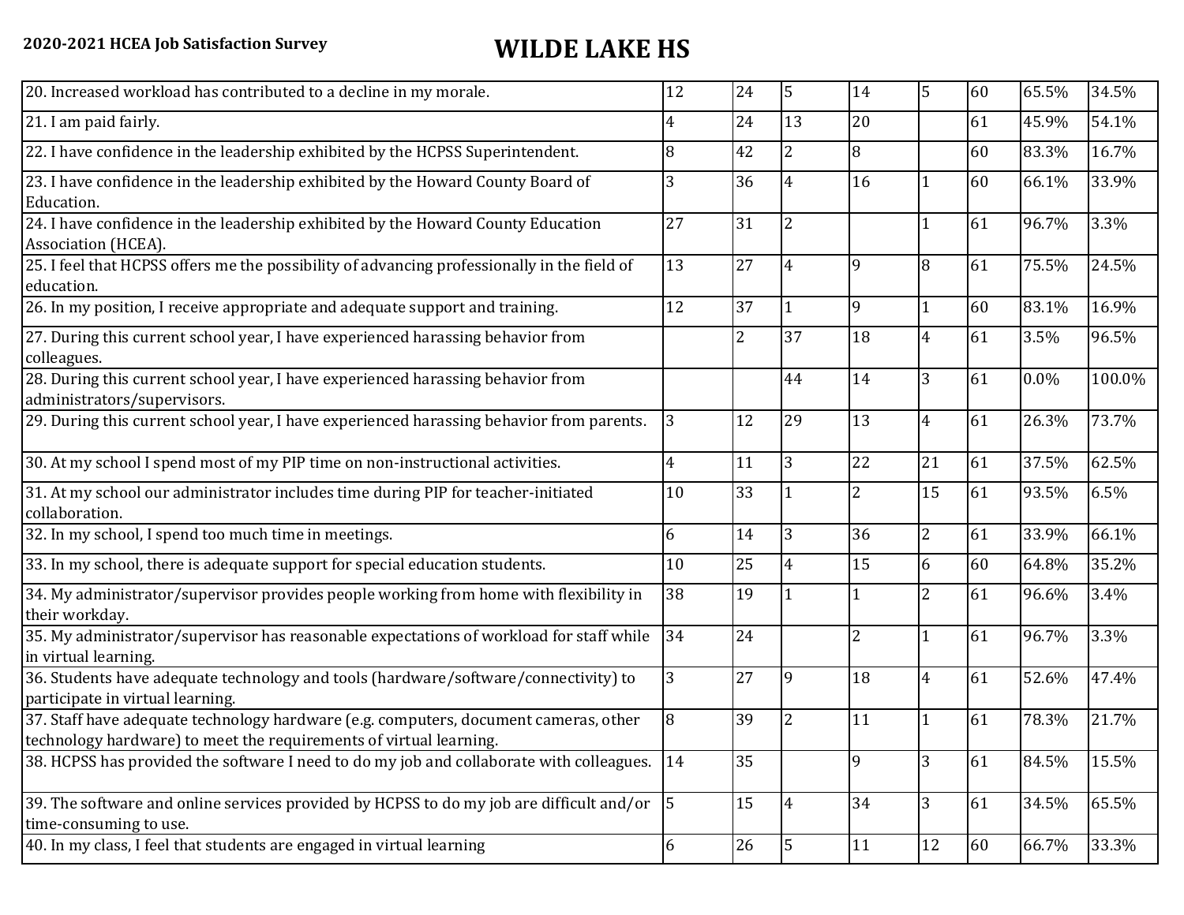**2020-2021 HCEA Job Satisfaction Survey**

# WILDE LAKE HS

| | | | | | | | | |
|---|---|---|---|---|---|---|---|---|
| 20. Increased workload has contributed to a decline in my morale. | 12 | 24 | 5 | 14 | 5 | 60 | 65.5% | 34.5% |
| 21. I am paid fairly. | 4 | 24 | 13 | 20 | | 61 | 45.9% | 54.1% |
| 22. I have confidence in the leadership exhibited by the HCPSS Superintendent. | 8 | 42 | 2 | 8 | | 60 | 83.3% | 16.7% |
| 23. I have confidence in the leadership exhibited by the Howard County Board of Education. | 3 | 36 | 4 | 16 | 1 | 60 | 66.1% | 33.9% |
| 24. I have confidence in the leadership exhibited by the Howard County Education Association (HCEA). | 27 | 31 | 2 | | 1 | 61 | 96.7% | 3.3% |
| 25. I feel that HCPSS offers me the possibility of advancing professionally in the field of education. | 13 | 27 | 4 | 9 | 8 | 61 | 75.5% | 24.5% |
| 26. In my position, I receive appropriate and adequate support and training. | 12 | 37 | 1 | 9 | 1 | 60 | 83.1% | 16.9% |
| 27. During this current school year, I have experienced harassing behavior from colleagues. | | 2 | 37 | 18 | 4 | 61 | 3.5% | 96.5% |
| 28. During this current school year, I have experienced harassing behavior from administrators/supervisors. | | | 44 | 14 | 3 | 61 | 0.0% | 100.0% |
| 29. During this current school year, I have experienced harassing behavior from parents. | 3 | 12 | 29 | 13 | 4 | 61 | 26.3% | 73.7% |
| 30. At my school I spend most of my PIP time on non-instructional activities. | 4 | 11 | 3 | 22 | 21 | 61 | 37.5% | 62.5% |
| 31. At my school our administrator includes time during PIP for teacher-initiated collaboration. | 10 | 33 | 1 | 2 | 15 | 61 | 93.5% | 6.5% |
| 32. In my school, I spend too much time in meetings. | 6 | 14 | 3 | 36 | 2 | 61 | 33.9% | 66.1% |
| 33. In my school, there is adequate support for special education students. | 10 | 25 | 4 | 15 | 6 | 60 | 64.8% | 35.2% |
| 34. My administrator/supervisor provides people working from home with flexibility in their workday. | 38 | 19 | 1 | 1 | 2 | 61 | 96.6% | 3.4% |
| 35. My administrator/supervisor has reasonable expectations of workload for staff while in virtual learning. | 34 | 24 | | 2 | 1 | 61 | 96.7% | 3.3% |
| 36. Students have adequate technology and tools (hardware/software/connectivity) to participate in virtual learning. | 3 | 27 | 9 | 18 | 4 | 61 | 52.6% | 47.4% |
| 37. Staff have adequate technology hardware (e.g. computers, document cameras, other technology hardware) to meet the requirements of virtual learning. | 8 | 39 | 2 | 11 | 1 | 61 | 78.3% | 21.7% |
| 38. HCPSS has provided the software I need to do my job and collaborate with colleagues. | 14 | 35 | | 9 | 3 | 61 | 84.5% | 15.5% |
| 39. The software and online services provided by HCPSS to do my job are difficult and/or time-consuming to use. | 5 | 15 | 4 | 34 | 3 | 61 | 34.5% | 65.5% |
| 40. In my class, I feel that students are engaged in virtual learning | 6 | 26 | 5 | 11 | 12 | 60 | 66.7% | 33.3% |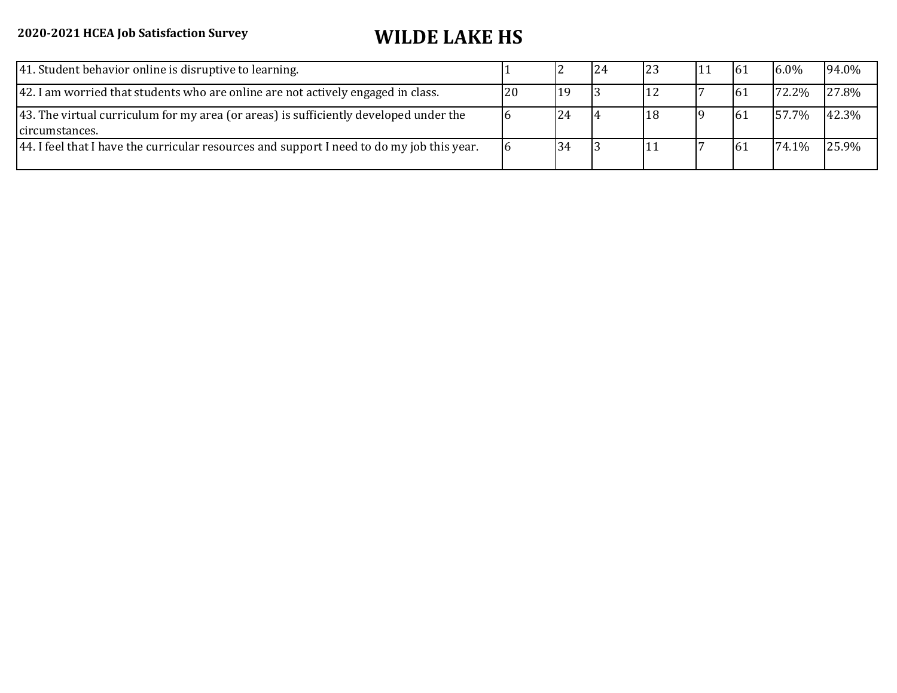2020-2021 HCEA Job Satisfaction Survey

# WILDE LAKE HS

| | | | | | | | | |
|---|---|---|---|---|---|---|---|---|
| 41. Student behavior online is disruptive to learning. | 1 | 2 | 24 | 23 | 11 | 61 | 6.0% | 94.0% |
| 42. I am worried that students who are online are not actively engaged in class. | 20 | 19 | 3 | 12 | 7 | 61 | 72.2% | 27.8% |
| 43. The virtual curriculum for my area (or areas) is sufficiently developed under the circumstances. | 6 | 24 | 4 | 18 | 9 | 61 | 57.7% | 42.3% |
| 44. I feel that I have the curricular resources and support I need to do my job this year. | 6 | 34 | 3 | 11 | 7 | 61 | 74.1% | 25.9% |